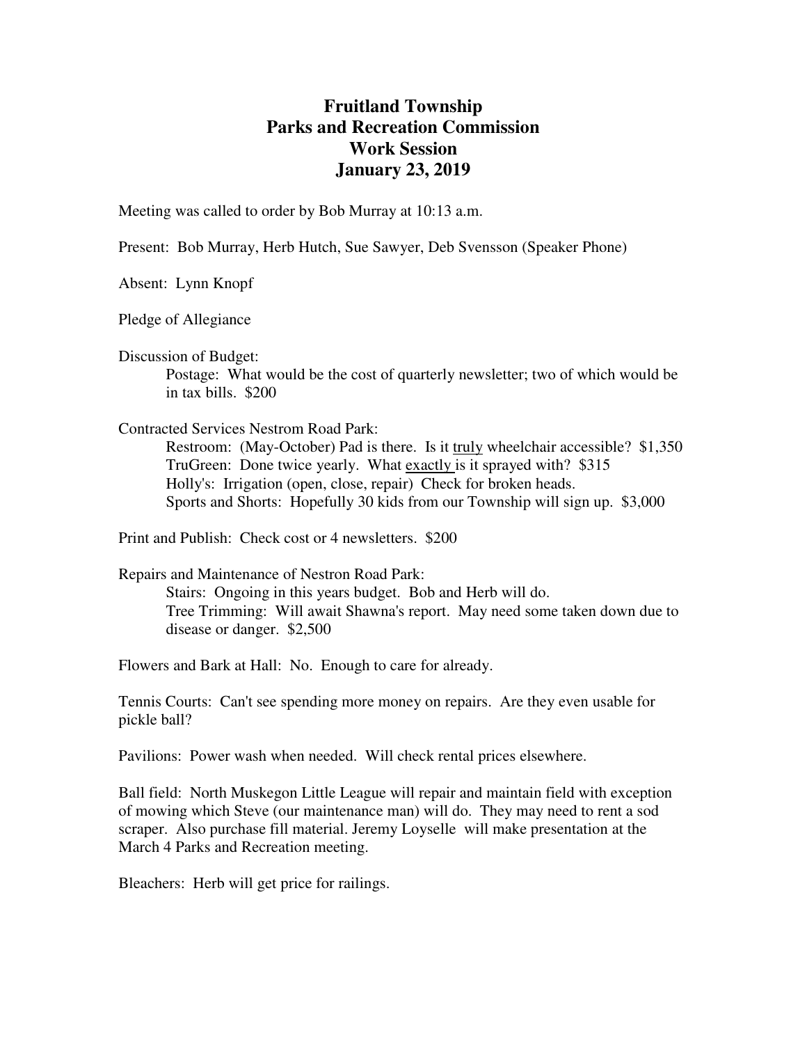# Fruitland Township
# Parks and Recreation Commission
# Work Session
# January 23, 2019

Meeting was called to order by Bob Murray at 10:13 a.m.

Present: Bob Murray, Herb Hutch, Sue Sawyer, Deb Svensson (Speaker Phone)

Absent: Lynn Knopf

Pledge of Allegiance

Discussion of Budget:

Postage: What would be the cost of quarterly newsletter; two of which would be in tax bills. $200

Contracted Services Nestrom Road Park:

Restroom: (May-October) Pad is there. Is it <u>truly</u> wheelchair accessible? $1,350
TruGreen: Done twice yearly. What <u>exactly</u> is it sprayed with? $315
Holly's: Irrigation (open, close, repair) Check for broken heads.
Sports and Shorts: Hopefully 30 kids from our Township will sign up. $3,000

Print and Publish: Check cost or 4 newsletters. $200

Repairs and Maintenance of Nestron Road Park:

Stairs: Ongoing in this years budget. Bob and Herb will do.
Tree Trimming: Will await Shawna's report. May need some taken down due to disease or danger. $2,500

Flowers and Bark at Hall: No. Enough to care for already.

Tennis Courts: Can't see spending more money on repairs. Are they even usable for pickle ball?

Pavilions: Power wash when needed. Will check rental prices elsewhere.

Ball field: North Muskegon Little League will repair and maintain field with exception of mowing which Steve (our maintenance man) will do. They may need to rent a sod scraper. Also purchase fill material. Jeremy Loyselle will make presentation at the March 4 Parks and Recreation meeting.

Bleachers: Herb will get price for railings.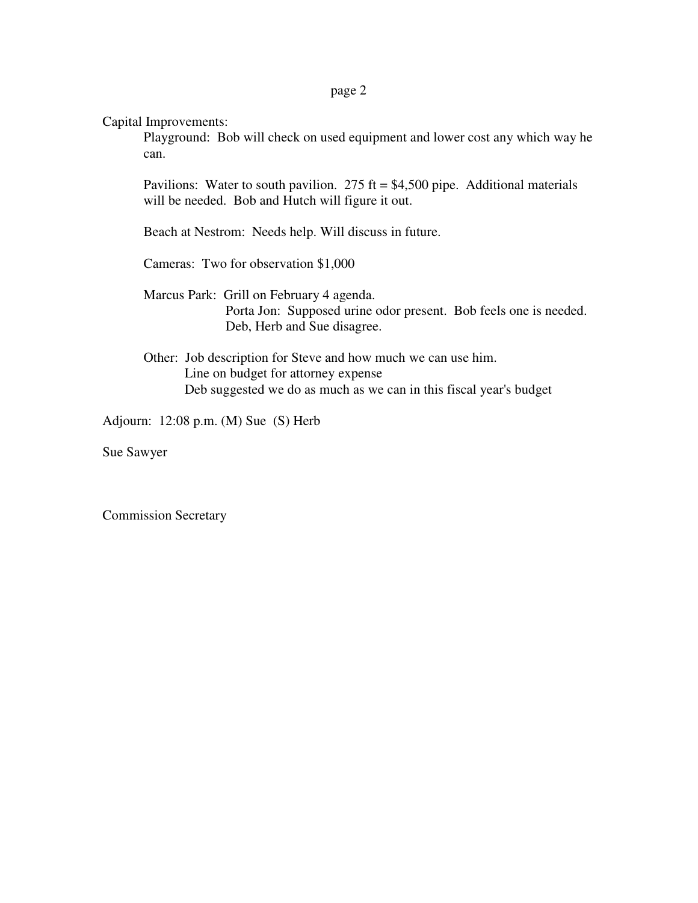Capital Improvements:

Playground: Bob will check on used equipment and lower cost any which way he can.

Pavilions: Water to south pavilion. 275 ft = $4,500 pipe. Additional materials will be needed. Bob and Hutch will figure it out.

Beach at Nestrom: Needs help. Will discuss in future.

Cameras: Two for observation $1,000

Marcus Park: Grill on February 4 agenda.
Porta Jon: Supposed urine odor present. Bob feels one is needed. Deb, Herb and Sue disagree.

Other: Job description for Steve and how much we can use him.
Line on budget for attorney expense
Deb suggested we do as much as we can in this fiscal year's budget

Adjourn: 12:08 p.m. (M) Sue (S) Herb

Sue Sawyer

Commission Secretary